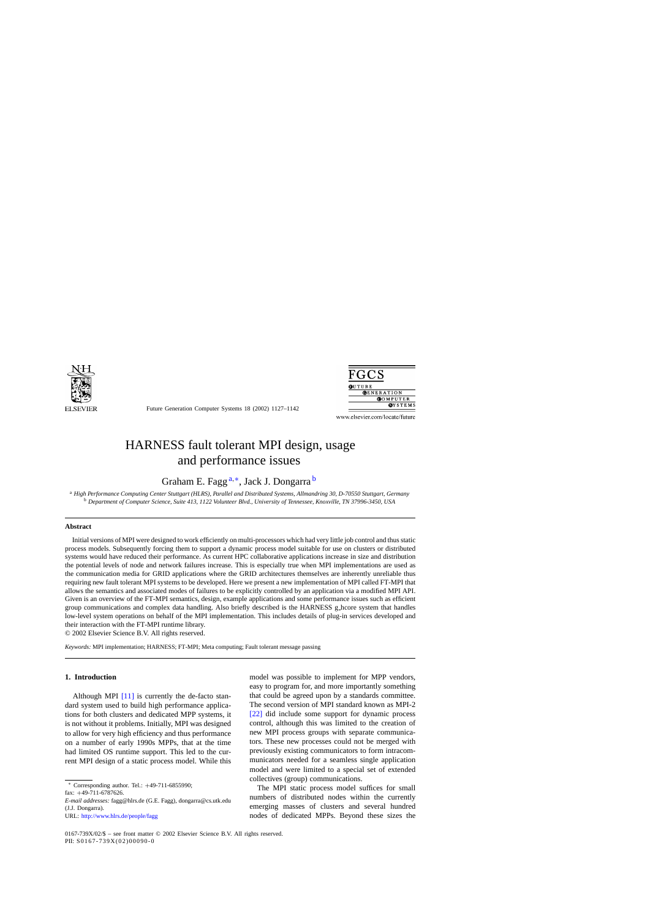# HARNESS fault tolerant MPI design, usage and performance issues

Graham E. Fagg[a,*], Jack J. Dongarra[b]

[a] *High Performance Computing Center Stuttgart (HLRS), Parallel and Distributed Systems, Allmandring 30, D-70550 Stuttgart, Germany*
[b] *Department of Computer Science, Suite 413, 1122 Volunteer Blvd., University of Tennessee, Knoxville, TN 37996-3450, USA*

### Abstract

Initial versions of MPI were designed to work efficiently on multi-processors which had very little job control and thus static process models. Subsequently forcing them to support a dynamic process model suitable for use on clusters or distributed systems would have reduced their performance. As current HPC collaborative applications increase in size and distribution the potential levels of node and network failures increase. This is especially true when MPI implementations are used as the communication media for GRID applications where the GRID architectures themselves are inherently unreliable thus requiring new fault tolerant MPI systems to be developed. Here we present a new implementation of MPI called FT-MPI that allows the semantics and associated modes of failures to be explicitly controlled by an application via a modified MPI API. Given is an overview of the FT-MPI semantics, design, example applications and some performance issues such as efficient group communications and complex data handling. Also briefly described is the HARNESS g_hcore system that handles low-level system operations on behalf of the MPI implementation. This includes details of plug-in services developed and their interaction with the FT-MPI runtime library.

© 2002 Elsevier Science B.V. All rights reserved.

*Keywords:* MPI implementation; HARNESS; FT-MPI; Meta computing; Fault tolerant message passing

## 1. Introduction

Although MPI [11] is currently the de-facto standard system used to build high performance applications for both clusters and dedicated MPP systems, it is not without it problems. Initially, MPI was designed to allow for very high efficiency and thus performance on a number of early 1990s MPPs, that at the time had limited OS runtime support. This led to the current MPI design of a static process model. While this model was possible to implement for MPP vendors, easy to program for, and more importantly something that could be agreed upon by a standards committee. The second version of MPI standard known as MPI-2 [22] did include some support for dynamic process control, although this was limited to the creation of new MPI process groups with separate communicators. These new processes could not be merged with previously existing communicators to form intracommunicators needed for a seamless single application model and were limited to a special set of extended collectives (group) communications.

The MPI static process model suffices for small numbers of distributed nodes within the currently emerging masses of clusters and several hundred nodes of dedicated MPPs. Beyond these sizes the

---

* Corresponding author. Tel.: +49-711-6855990; fax: +49-711-6787626.
*E-mail addresses:* fagg@hlrs.de (G.E. Fagg), dongarra@cs.utk.edu (J.J. Dongarra).
URL: http://www.hlrs.de/people/fagg

0167-739X/02/$ – see front matter © 2002 Elsevier Science B.V. All rights reserved.
PII: S0167-739X(02)00090-0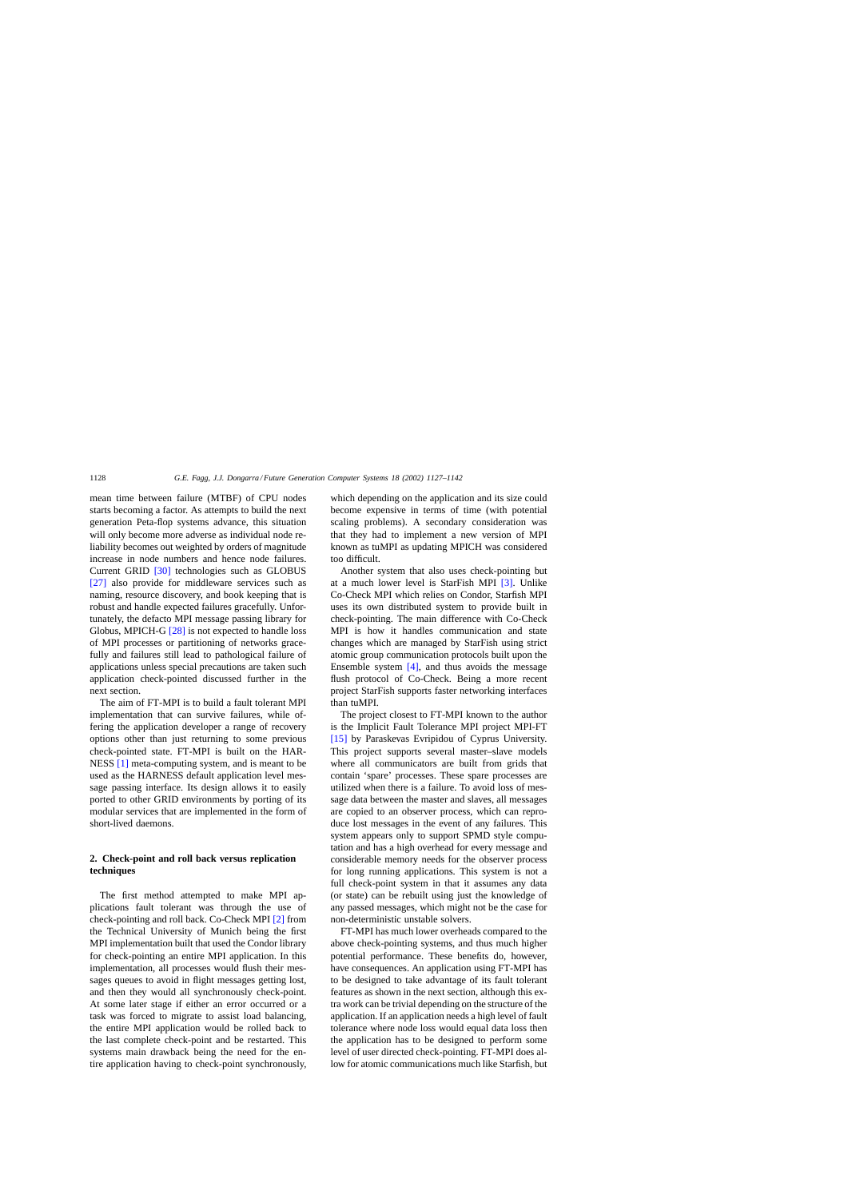mean time between failure (MTBF) of CPU nodes starts becoming a factor. As attempts to build the next generation Peta-flop systems advance, this situation will only become more adverse as individual node reliability becomes out weighted by orders of magnitude increase in node numbers and hence node failures. Current GRID [30] technologies such as GLOBUS [27] also provide for middleware services such as naming, resource discovery, and book keeping that is robust and handle expected failures gracefully. Unfortunately, the defacto MPI message passing library for Globus, MPICH-G [28] is not expected to handle loss of MPI processes or partitioning of networks gracefully and failures still lead to pathological failure of applications unless special precautions are taken such application check-pointed discussed further in the next section.

The aim of FT-MPI is to build a fault tolerant MPI implementation that can survive failures, while offering the application developer a range of recovery options other than just returning to some previous check-pointed state. FT-MPI is built on the HARNESS [1] meta-computing system, and is meant to be used as the HARNESS default application level message passing interface. Its design allows it to easily ported to other GRID environments by porting of its modular services that are implemented in the form of short-lived daemons.

## 2. Check-point and roll back versus replication techniques

The first method attempted to make MPI applications fault tolerant was through the use of check-pointing and roll back. Co-Check MPI [2] from the Technical University of Munich being the first MPI implementation built that used the Condor library for check-pointing an entire MPI application. In this implementation, all processes would flush their messages queues to avoid in flight messages getting lost, and then they would all synchronously check-point. At some later stage if either an error occurred or a task was forced to migrate to assist load balancing, the entire MPI application would be rolled back to the last complete check-point and be restarted. This systems main drawback being the need for the entire application having to check-point synchronously, which depending on the application and its size could become expensive in terms of time (with potential scaling problems). A secondary consideration was that they had to implement a new version of MPI known as tuMPI as updating MPICH was considered too difficult.

Another system that also uses check-pointing but at a much lower level is StarFish MPI [3]. Unlike Co-Check MPI which relies on Condor, Starfish MPI uses its own distributed system to provide built in check-pointing. The main difference with Co-Check MPI is how it handles communication and state changes which are managed by StarFish using strict atomic group communication protocols built upon the Ensemble system [4], and thus avoids the message flush protocol of Co-Check. Being a more recent project StarFish supports faster networking interfaces than tuMPI.

The project closest to FT-MPI known to the author is the Implicit Fault Tolerance MPI project MPI-FT [15] by Paraskevas Evripidou of Cyprus University. This project supports several master–slave models where all communicators are built from grids that contain 'spare' processes. These spare processes are utilized when there is a failure. To avoid loss of message data between the master and slaves, all messages are copied to an observer process, which can reproduce lost messages in the event of any failures. This system appears only to support SPMD style computation and has a high overhead for every message and considerable memory needs for the observer process for long running applications. This system is not a full check-point system in that it assumes any data (or state) can be rebuilt using just the knowledge of any passed messages, which might not be the case for non-deterministic unstable solvers.

FT-MPI has much lower overheads compared to the above check-pointing systems, and thus much higher potential performance. These benefits do, however, have consequences. An application using FT-MPI has to be designed to take advantage of its fault tolerant features as shown in the next section, although this extra work can be trivial depending on the structure of the application. If an application needs a high level of fault tolerance where node loss would equal data loss then the application has to be designed to perform some level of user directed check-pointing. FT-MPI does allow for atomic communications much like Starfish, but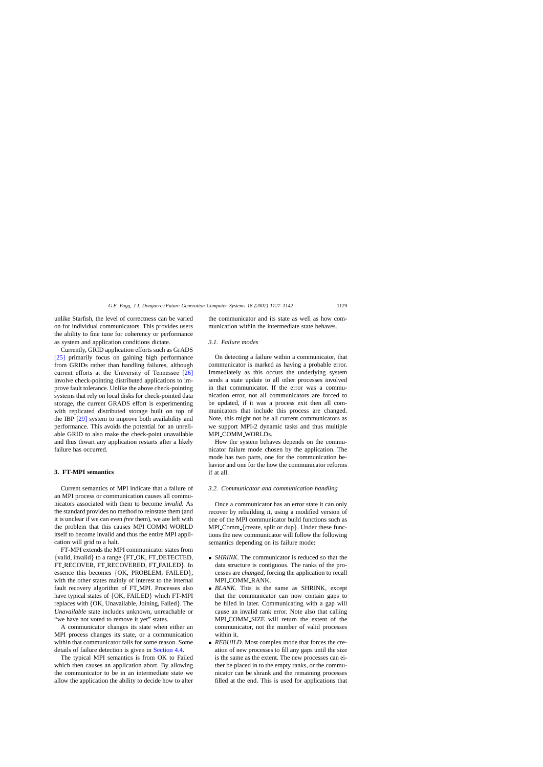unlike Starfish, the level of correctness can be varied on for individual communicators. This provides users the ability to fine tune for coherency or performance as system and application conditions dictate.

Currently, GRID application efforts such as GrADS [25] primarily focus on gaining high performance from GRIDs rather than handling failures, although current efforts at the University of Tennessee [26] involve check-pointing distributed applications to improve fault tolerance. Unlike the above check-pointing systems that rely on local disks for check-pointed data storage, the current GRADS effort is experimenting with replicated distributed storage built on top of the IBP [29] system to improve both availability and performance. This avoids the potential for an unreliable GRID to also make the check-point unavailable and thus thwart any application restarts after a likely failure has occurred.

## 3. FT-MPI semantics

Current semantics of MPI indicate that a failure of an MPI process or communication causes all communicators associated with them to become *invalid*. As the standard provides no method to reinstate them (and it is unclear if we can even *free* them), we are left with the problem that this causes MPI_COMM_WORLD itself to become invalid and thus the entire MPI application will grid to a halt.

FT-MPI extends the MPI communicator states from {valid, invalid} to a range {FT_OK, FT_DETECTED, FT_RECOVER, FT_RECOVERED, FT_FAILED}. In essence this becomes {OK, PROBLEM, FAILED}, with the other states mainly of interest to the internal fault recovery algorithm of FT_MPI. Processes also have typical states of {OK, FAILED} which FT-MPI replaces with {OK, Unavailable, Joining, Failed}. The *Unavailable* state includes unknown, unreachable or "we have not voted to remove it yet" states.

A communicator changes its state when either an MPI process changes its state, or a communication within that communicator fails for some reason. Some details of failure detection is given in Section 4.4.

The typical MPI semantics is from OK to Failed which then causes an application abort. By allowing the communicator to be in an intermediate state we allow the application the ability to decide how to alter the communicator and its state as well as how communication within the intermediate state behaves.

### 3.1. Failure modes

On detecting a failure within a communicator, that communicator is marked as having a probable error. Immediately as this occurs the underlying system sends a state update to all other processes involved in that communicator. If the error was a communication error, not all communicators are forced to be updated, if it was a process exit then all communicators that include this process are changed. Note, this might not be all current communicators as we support MPI-2 dynamic tasks and thus multiple MPI_COMM_WORLDs.

How the system behaves depends on the communicator failure mode chosen by the application. The mode has two parts, one for the communication behavior and one for the how the communicator reforms if at all.

### 3.2. Communicator and communication handling

Once a communicator has an error state it can only recover by rebuilding it, using a modified version of one of the MPI communicator build functions such as MPI_Comm_{create, split or dup}. Under these functions the new communicator will follow the following semantics depending on its failure mode:

- *SHRINK*. The communicator is reduced so that the data structure is contiguous. The ranks of the processes are *changed*, forcing the application to recall MPI_COMM_RANK.
- *BLANK*. This is the same as SHRINK, except that the communicator can now contain gaps to be filled in later. Communicating with a gap will cause an invalid rank error. Note also that calling MPI_COMM_SIZE will return the extent of the communicator, not the number of valid processes within it.
- *REBUILD*. Most complex mode that forces the creation of new processes to fill any gaps until the size is the same as the extent. The new processes can either be placed in to the empty ranks, or the communicator can be shrank and the remaining processes filled at the end. This is used for applications that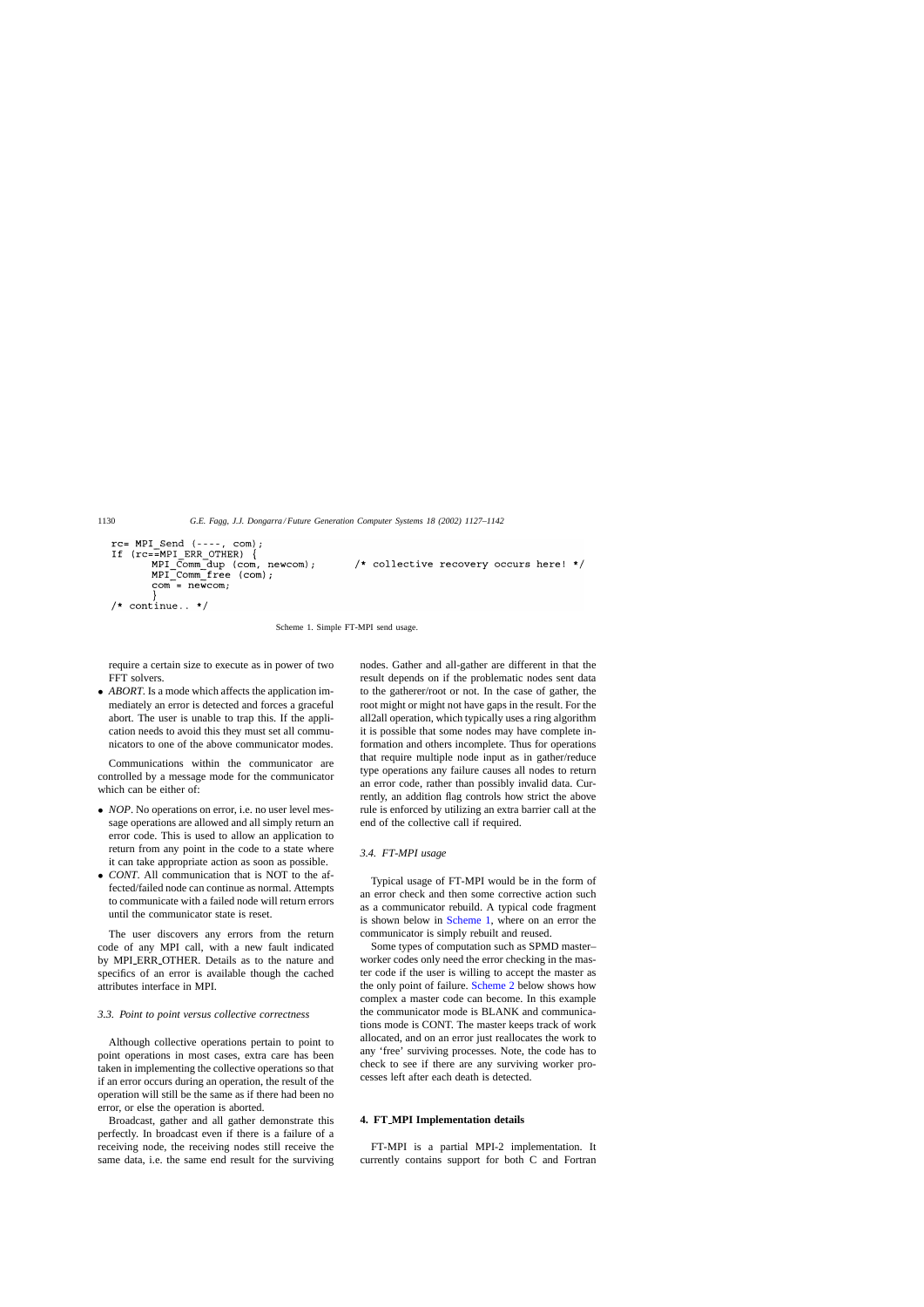```
rc= MPI_Send (----, com);
If (rc==MPI_ERR_OTHER) {
        MPI_Comm_dup (com, newcom);       /* collective recovery occurs here! */
        MPI_Comm_free (com);
        com = newcom;
        }
/* continue.. */
```

Scheme 1. Simple FT-MPI send usage.

require a certain size to execute as in power of two FFT solvers.

- *ABORT*. Is a mode which affects the application immediately an error is detected and forces a graceful abort. The user is unable to trap this. If the application needs to avoid this they must set all communicators to one of the above communicator modes.

Communications within the communicator are controlled by a message mode for the communicator which can be either of:

- *NOP*. No operations on error, i.e. no user level message operations are allowed and all simply return an error code. This is used to allow an application to return from any point in the code to a state where it can take appropriate action as soon as possible.
- *CONT*. All communication that is NOT to the affected/failed node can continue as normal. Attempts to communicate with a failed node will return errors until the communicator state is reset.

The user discovers any errors from the return code of any MPI call, with a new fault indicated by MPI_ERR_OTHER. Details as to the nature and specifics of an error is available though the cached attributes interface in MPI.

### 3.3. Point to point versus collective correctness

Although collective operations pertain to point to point operations in most cases, extra care has been taken in implementing the collective operations so that if an error occurs during an operation, the result of the operation will still be the same as if there had been no error, or else the operation is aborted.

Broadcast, gather and all gather demonstrate this perfectly. In broadcast even if there is a failure of a receiving node, the receiving nodes still receive the same data, i.e. the same end result for the surviving nodes. Gather and all-gather are different in that the result depends on if the problematic nodes sent data to the gatherer/root or not. In the case of gather, the root might or might not have gaps in the result. For the all2all operation, which typically uses a ring algorithm it is possible that some nodes may have complete information and others incomplete. Thus for operations that require multiple node input as in gather/reduce type operations any failure causes all nodes to return an error code, rather than possibly invalid data. Currently, an addition flag controls how strict the above rule is enforced by utilizing an extra barrier call at the end of the collective call if required.

### 3.4. FT-MPI usage

Typical usage of FT-MPI would be in the form of an error check and then some corrective action such as a communicator rebuild. A typical code fragment is shown below in Scheme 1, where on an error the communicator is simply rebuilt and reused.

Some types of computation such as SPMD master–worker codes only need the error checking in the master code if the user is willing to accept the master as the only point of failure. Scheme 2 below shows how complex a master code can become. In this example the communicator mode is BLANK and communications mode is CONT. The master keeps track of work allocated, and on an error just reallocates the work to any 'free' surviving processes. Note, the code has to check to see if there are any surviving worker processes left after each death is detected.

## 4. FT_MPI Implementation details

FT-MPI is a partial MPI-2 implementation. It currently contains support for both C and Fortran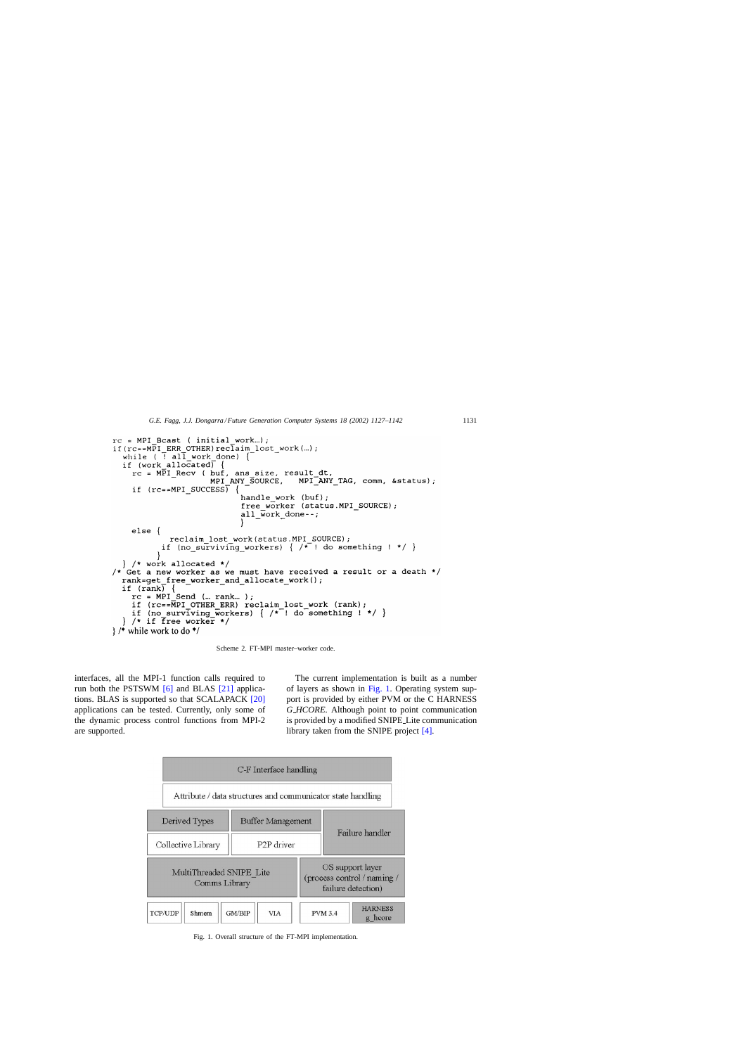```
rc = MPI_Bcast ( initial_work…);
if(rc==MPI_ERR_OTHER)reclaim_lost_work(…);
  while ( ! all_work_done) {
  if (work_allocated) {
    rc = MPI_Recv ( buf, ans_size, result_dt,
                    MPI_ANY_SOURCE,   MPI_ANY_TAG, comm, &status);
    if (rc==MPI_SUCCESS) {
                             handle_work (buf);
                             free_worker (status.MPI_SOURCE);
                             all_work_done--;
                             }
    else {
           reclaim_lost_work(status.MPI_SOURCE);
          if (no_surviving_workers) { /* ! do something ! */ }
         }
  } /* work allocated */
/* Get a new worker as we must have received a result or a death */
  rank=get_free_worker_and_allocate_work();
  if (rank) {
    rc = MPI_Send (… rank… );
    if (rc==MPI_OTHER_ERR) reclaim_lost_work (rank);
    if (no_surviving_workers) { /* ! do something ! */ }
  } /* if free worker */
} /* while work to do */
```

Scheme 2. FT-MPI master–worker code.

interfaces, all the MPI-1 function calls required to run both the PSTSWM [6] and BLAS [21] applications. BLAS is supported so that SCALAPACK [20] applications can be tested. Currently, only some of the dynamic process control functions from MPI-2 are supported.

The current implementation is built as a number of layers as shown in Fig. 1. Operating system support is provided by either PVM or the C HARNESS *G_HCORE*. Although point to point communication is provided by a modified SNIPE_Lite communication library taken from the SNIPE project [4].

| C-F Interface handling | | |
|---|---|---|
| Attribute / data structures and communicator state handling | | |
| Derived Types | Buffer Management | Failure handler |
| Collective Library | P2P driver | |
| MultiThreaded SNIPE_Lite Comms Library | | OS support layer (process control / naming / failure detection) |
| TCP/UDP, Shmem, GM/BIP, VIA | | PVM 3.4, HARNESS g_hcore |

Fig. 1. Overall structure of the FT-MPI implementation.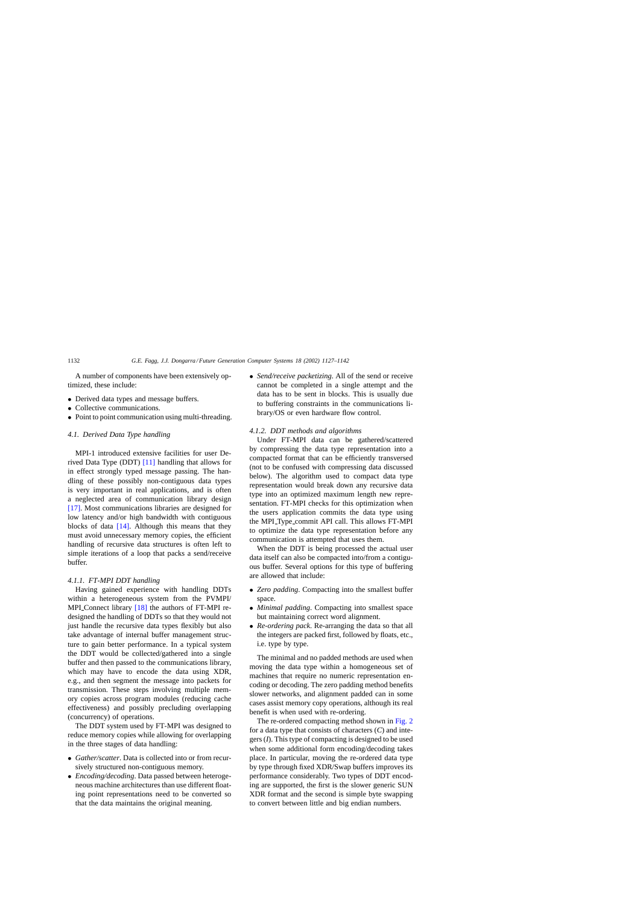A number of components have been extensively optimized, these include:

- Derived data types and message buffers.
- Collective communications.
- Point to point communication using multi-threading.

### 4.1. Derived Data Type handling

MPI-1 introduced extensive facilities for user Derived Data Type (DDT) [11] handling that allows for in effect strongly typed message passing. The handling of these possibly non-contiguous data types is very important in real applications, and is often a neglected area of communication library design [17]. Most communications libraries are designed for low latency and/or high bandwidth with contiguous blocks of data [14]. Although this means that they must avoid unnecessary memory copies, the efficient handling of recursive data structures is often left to simple iterations of a loop that packs a send/receive buffer.

#### 4.1.1. FT-MPI DDT handling

Having gained experience with handling DDTs within a heterogeneous system from the PVMPI/MPI_Connect library [18] the authors of FT-MPI redesigned the handling of DDTs so that they would not just handle the recursive data types flexibly but also take advantage of internal buffer management structure to gain better performance. In a typical system the DDT would be collected/gathered into a single buffer and then passed to the communications library, which may have to encode the data using XDR, e.g., and then segment the message into packets for transmission. These steps involving multiple memory copies across program modules (reducing cache effectiveness) and possibly precluding overlapping (concurrency) of operations.

The DDT system used by FT-MPI was designed to reduce memory copies while allowing for overlapping in the three stages of data handling:

- *Gather/scatter*. Data is collected into or from recursively structured non-contiguous memory.
- *Encoding/decoding*. Data passed between heterogeneous machine architectures than use different floating point representations need to be converted so that the data maintains the original meaning.
- *Send/receive packetizing*. All of the send or receive cannot be completed in a single attempt and the data has to be sent in blocks. This is usually due to buffering constraints in the communications library/OS or even hardware flow control.

#### 4.1.2. DDT methods and algorithms

Under FT-MPI data can be gathered/scattered by compressing the data type representation into a compacted format that can be efficiently transversed (not to be confused with compressing data discussed below). The algorithm used to compact data type representation would break down any recursive data type into an optimized maximum length new representation. FT-MPI checks for this optimization when the users application commits the data type using the MPI_Type_commit API call. This allows FT-MPI to optimize the data type representation before any communication is attempted that uses them.

When the DDT is being processed the actual user data itself can also be compacted into/from a contiguous buffer. Several options for this type of buffering are allowed that include:

- *Zero padding*. Compacting into the smallest buffer space.
- *Minimal padding*. Compacting into smallest space but maintaining correct word alignment.
- *Re-ordering pack*. Re-arranging the data so that all the integers are packed first, followed by floats, etc., i.e. type by type.

The minimal and no padded methods are used when moving the data type within a homogeneous set of machines that require no numeric representation encoding or decoding. The zero padding method benefits slower networks, and alignment padded can in some cases assist memory copy operations, although its real benefit is when used with re-ordering.

The re-ordered compacting method shown in Fig. 2 for a data type that consists of characters (*C*) and integers (*I*). This type of compacting is designed to be used when some additional form encoding/decoding takes place. In particular, moving the re-ordered data type by type through fixed XDR/Swap buffers improves its performance considerably. Two types of DDT encoding are supported, the first is the slower generic SUN XDR format and the second is simple byte swapping to convert between little and big endian numbers.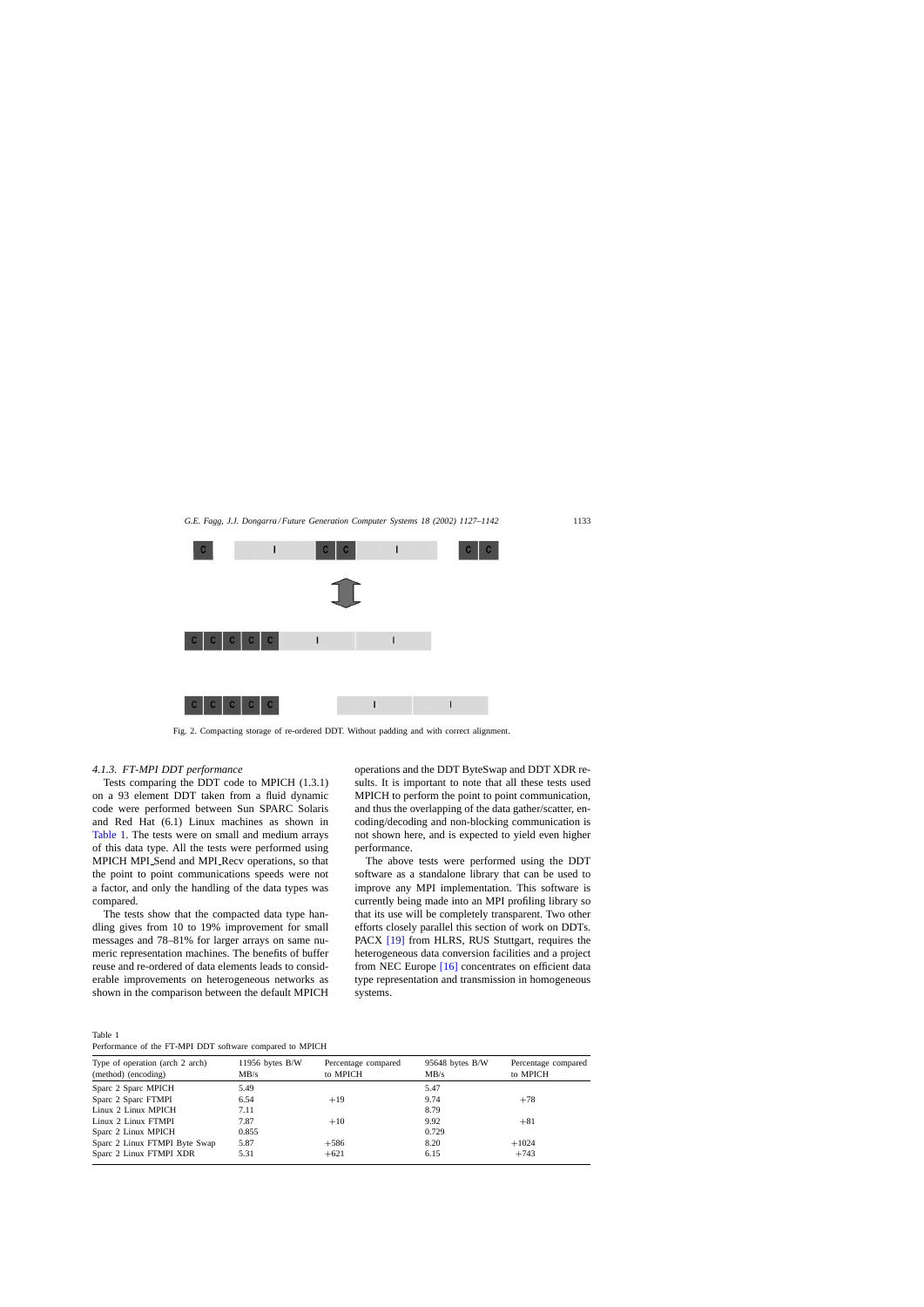Fig. 2. Compacting storage of re-ordered DDT. Without padding and with correct alignment.

#### 4.1.3. FT-MPI DDT performance

Tests comparing the DDT code to MPICH (1.3.1) on a 93 element DDT taken from a fluid dynamic code were performed between Sun SPARC Solaris and Red Hat (6.1) Linux machines as shown in Table 1. The tests were on small and medium arrays of this data type. All the tests were performed using MPICH MPI_Send and MPI_Recv operations, so that the point to point communications speeds were not a factor, and only the handling of the data types was compared.

The tests show that the compacted data type handling gives from 10 to 19% improvement for small messages and 78–81% for larger arrays on same numeric representation machines. The benefits of buffer reuse and re-ordered of data elements leads to considerable improvements on heterogeneous networks as shown in the comparison between the default MPICH operations and the DDT ByteSwap and DDT XDR results. It is important to note that all these tests used MPICH to perform the point to point communication, and thus the overlapping of the data gather/scatter, encoding/decoding and non-blocking communication is not shown here, and is expected to yield even higher performance.

The above tests were performed using the DDT software as a standalone library that can be used to improve any MPI implementation. This software is currently being made into an MPI profiling library so that its use will be completely transparent. Two other efforts closely parallel this section of work on DDTs. PACX [19] from HLRS, RUS Stuttgart, requires the heterogeneous data conversion facilities and a project from NEC Europe [16] concentrates on efficient data type representation and transmission in homogeneous systems.

Table 1
Performance of the FT-MPI DDT software compared to MPICH

| Type of operation (arch 2 arch) (method) (encoding) | 11956 bytes B/W MB/s | Percentage compared to MPICH | 95648 bytes B/W MB/s | Percentage compared to MPICH |
|---|---|---|---|---|
| Sparc 2 Sparc MPICH | 5.49 | | 5.47 | |
| Sparc 2 Sparc FTMPI | 6.54 | +19 | 9.74 | +78 |
| Linux 2 Linux MPICH | 7.11 | | 8.79 | |
| Linux 2 Linux FTMPI | 7.87 | +10 | 9.92 | +81 |
| Sparc 2 Linux MPICH | 0.855 | | 0.729 | |
| Sparc 2 Linux FTMPI Byte Swap | 5.87 | +586 | 8.20 | +1024 |
| Sparc 2 Linux FTMPI XDR | 5.31 | +621 | 6.15 | +743 |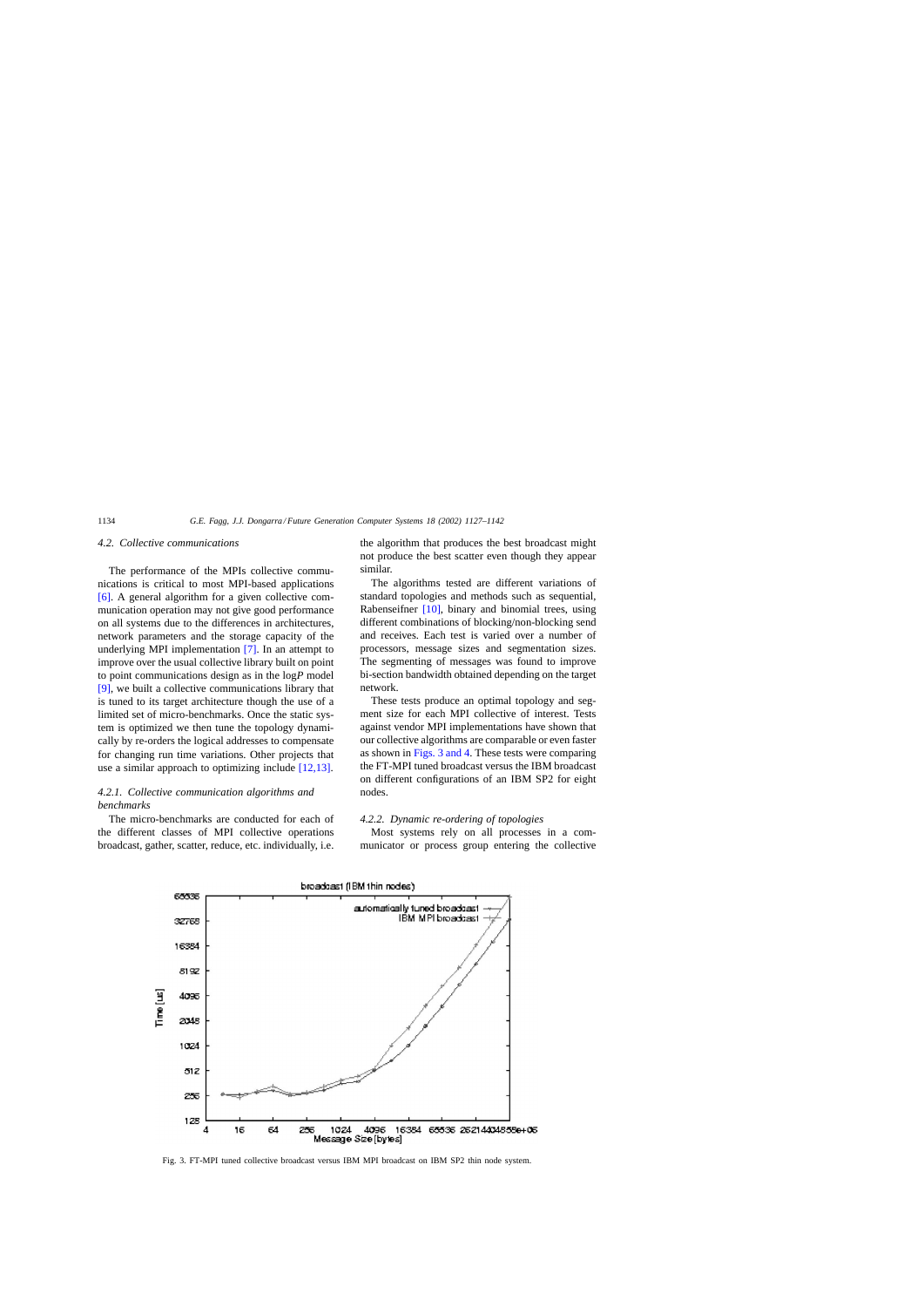### 4.2. Collective communications

The performance of the MPIs collective communications is critical to most MPI-based applications [6]. A general algorithm for a given collective communication operation may not give good performance on all systems due to the differences in architectures, network parameters and the storage capacity of the underlying MPI implementation [7]. In an attempt to improve over the usual collective library built on point to point communications design as in the log*P* model [9], we built a collective communications library that is tuned to its target architecture though the use of a limited set of micro-benchmarks. Once the static system is optimized we then tune the topology dynamically by re-orders the logical addresses to compensate for changing run time variations. Other projects that use a similar approach to optimizing include [12,13].

#### 4.2.1. Collective communication algorithms and benchmarks

The micro-benchmarks are conducted for each of the different classes of MPI collective operations broadcast, gather, scatter, reduce, etc. individually, i.e. the algorithm that produces the best broadcast might not produce the best scatter even though they appear similar.

The algorithms tested are different variations of standard topologies and methods such as sequential, Rabenseifner [10], binary and binomial trees, using different combinations of blocking/non-blocking send and receives. Each test is varied over a number of processors, message sizes and segmentation sizes. The segmenting of messages was found to improve bi-section bandwidth obtained depending on the target network.

These tests produce an optimal topology and segment size for each MPI collective of interest. Tests against vendor MPI implementations have shown that our collective algorithms are comparable or even faster as shown in Figs. 3 and 4. These tests were comparing the FT-MPI tuned broadcast versus the IBM broadcast on different configurations of an IBM SP2 for eight nodes.

#### 4.2.2. Dynamic re-ordering of topologies

Most systems rely on all processes in a communicator or process group entering the collective

Fig. 3. FT-MPI tuned collective broadcast versus IBM MPI broadcast on IBM SP2 thin node system.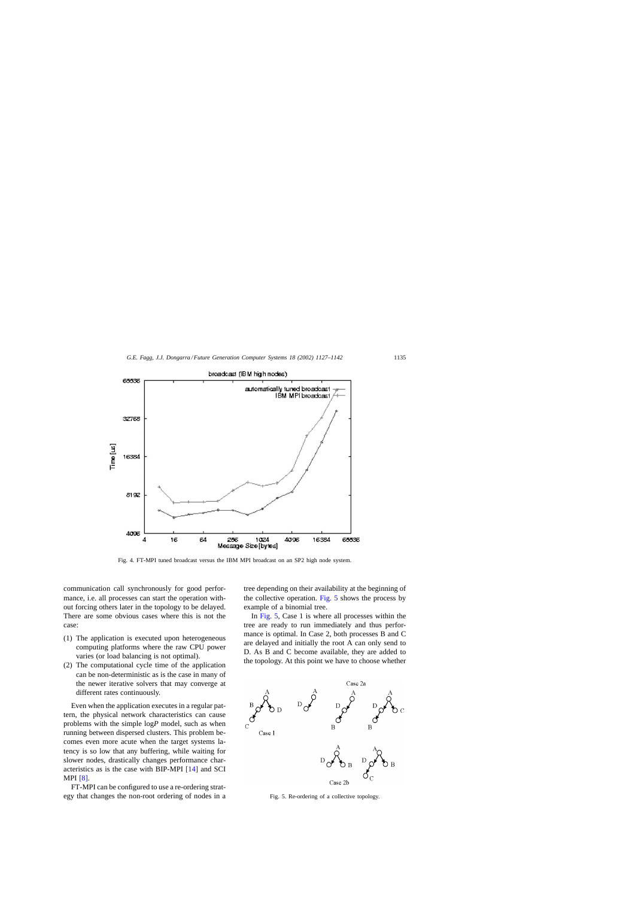Fig. 4. FT-MPI tuned broadcast versus the IBM MPI broadcast on an SP2 high node system.

communication call synchronously for good performance, i.e. all processes can start the operation without forcing others later in the topology to be delayed. There are some obvious cases where this is not the case:

(1) The application is executed upon heterogeneous computing platforms where the raw CPU power varies (or load balancing is not optimal).
(2) The computational cycle time of the application can be non-deterministic as is the case in many of the newer iterative solvers that may converge at different rates continuously.

Even when the application executes in a regular pattern, the physical network characteristics can cause problems with the simple log*P* model, such as when running between dispersed clusters. This problem becomes even more acute when the target systems latency is so low that any buffering, while waiting for slower nodes, drastically changes performance characteristics as is the case with BIP-MPI [14] and SCI MPI [8].

FT-MPI can be configured to use a re-ordering strategy that changes the non-root ordering of nodes in a tree depending on their availability at the beginning of the collective operation. Fig. 5 shows the process by example of a binomial tree.

In Fig. 5, Case 1 is where all processes within the tree are ready to run immediately and thus performance is optimal. In Case 2, both processes B and C are delayed and initially the root A can only send to D. As B and C become available, they are added to the topology. At this point we have to choose whether

Fig. 5. Re-ordering of a collective topology.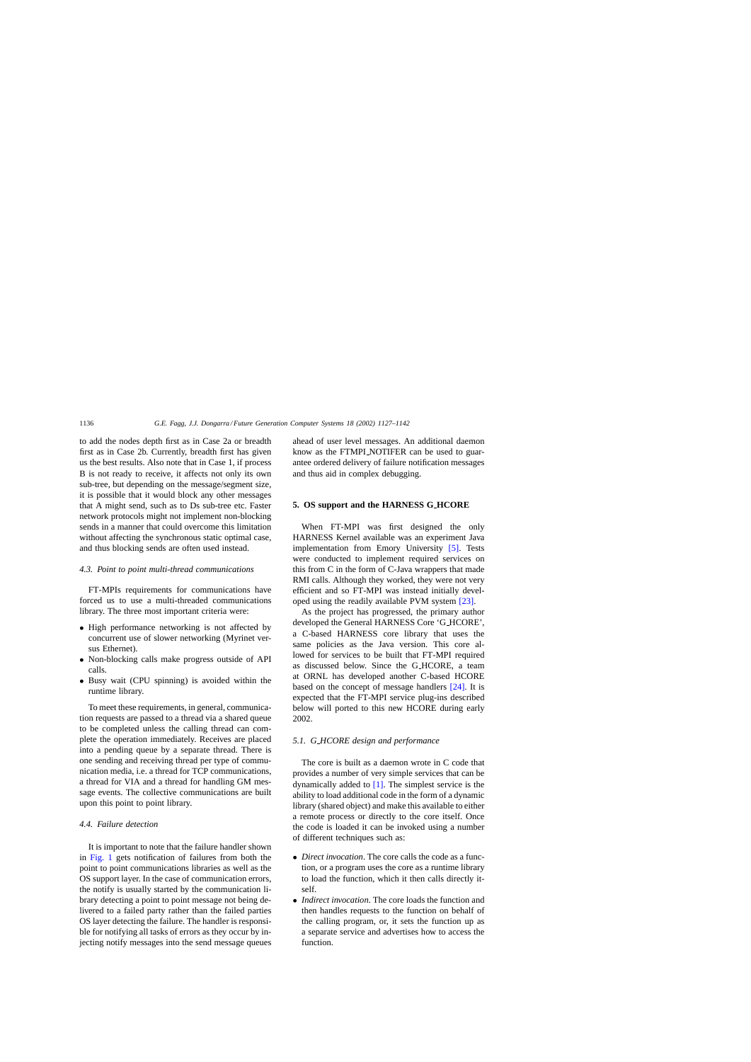to add the nodes depth first as in Case 2a or breadth first as in Case 2b. Currently, breadth first has given us the best results. Also note that in Case 1, if process B is not ready to receive, it affects not only its own sub-tree, but depending on the message/segment size, it is possible that it would block any other messages that A might send, such as to Ds sub-tree etc. Faster network protocols might not implement non-blocking sends in a manner that could overcome this limitation without affecting the synchronous static optimal case, and thus blocking sends are often used instead.

### 4.3. Point to point multi-thread communications

FT-MPIs requirements for communications have forced us to use a multi-threaded communications library. The three most important criteria were:

- High performance networking is not affected by concurrent use of slower networking (Myrinet versus Ethernet).
- Non-blocking calls make progress outside of API calls.
- Busy wait (CPU spinning) is avoided within the runtime library.

To meet these requirements, in general, communication requests are passed to a thread via a shared queue to be completed unless the calling thread can complete the operation immediately. Receives are placed into a pending queue by a separate thread. There is one sending and receiving thread per type of communication media, i.e. a thread for TCP communications, a thread for VIA and a thread for handling GM message events. The collective communications are built upon this point to point library.

### 4.4. Failure detection

It is important to note that the failure handler shown in Fig. 1 gets notification of failures from both the point to point communications libraries as well as the OS support layer. In the case of communication errors, the notify is usually started by the communication library detecting a point to point message not being delivered to a failed party rather than the failed parties OS layer detecting the failure. The handler is responsible for notifying all tasks of errors as they occur by injecting notify messages into the send message queues ahead of user level messages. An additional daemon know as the FTMPI_NOTIFER can be used to guarantee ordered delivery of failure notification messages and thus aid in complex debugging.

## 5. OS support and the HARNESS G_HCORE

When FT-MPI was first designed the only HARNESS Kernel available was an experiment Java implementation from Emory University [5]. Tests were conducted to implement required services on this from C in the form of C-Java wrappers that made RMI calls. Although they worked, they were not very efficient and so FT-MPI was instead initially developed using the readily available PVM system [23].

As the project has progressed, the primary author developed the General HARNESS Core 'G_HCORE', a C-based HARNESS core library that uses the same policies as the Java version. This core allowed for services to be built that FT-MPI required as discussed below. Since the G_HCORE, a team at ORNL has developed another C-based HCORE based on the concept of message handlers [24]. It is expected that the FT-MPI service plug-ins described below will ported to this new HCORE during early 2002.

### 5.1. G_HCORE design and performance

The core is built as a daemon wrote in C code that provides a number of very simple services that can be dynamically added to [1]. The simplest service is the ability to load additional code in the form of a dynamic library (shared object) and make this available to either a remote process or directly to the core itself. Once the code is loaded it can be invoked using a number of different techniques such as:

- *Direct invocation*. The core calls the code as a function, or a program uses the core as a runtime library to load the function, which it then calls directly itself.
- *Indirect invocation*. The core loads the function and then handles requests to the function on behalf of the calling program, or, it sets the function up as a separate service and advertises how to access the function.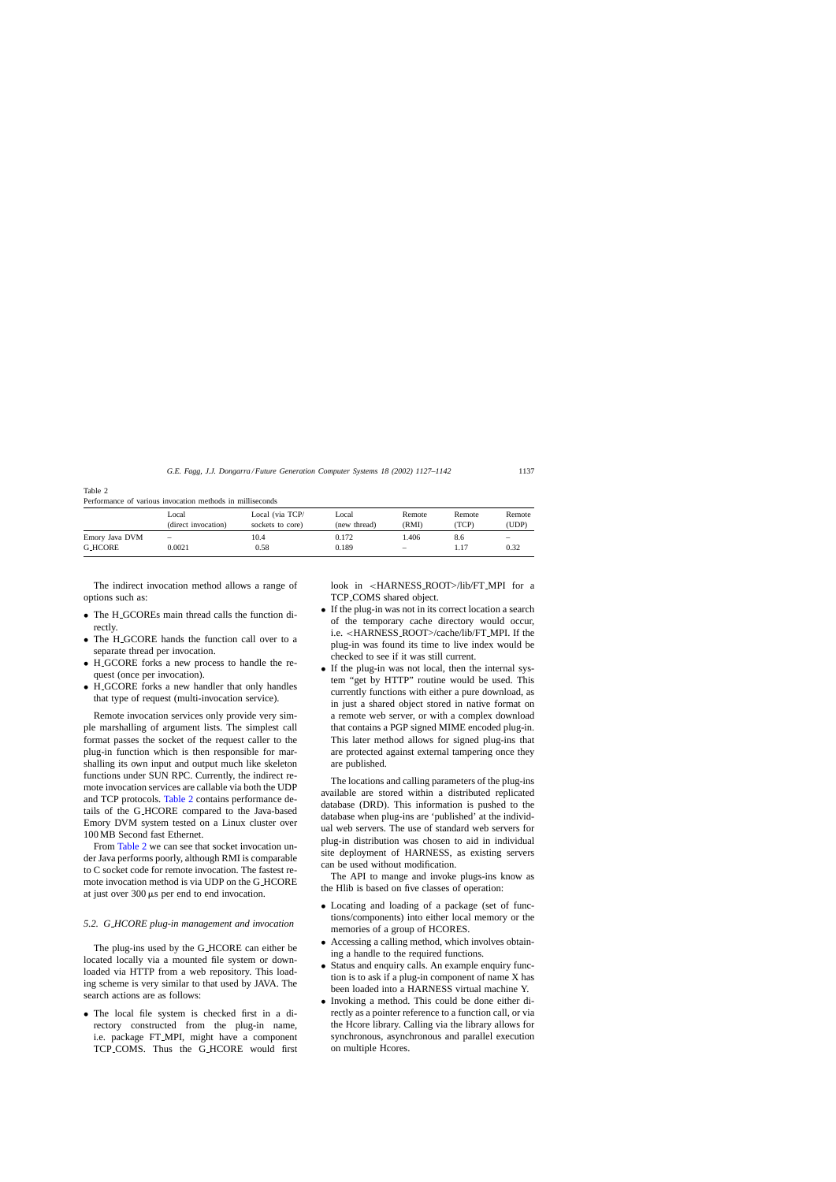Table 2
Performance of various invocation methods in milliseconds

| | Local (direct invocation) | Local (via TCP/ sockets to core) | Local (new thread) | Remote (RMI) | Remote (TCP) | Remote (UDP) |
|---|---|---|---|---|---|---|
| Emory Java DVM | – | 10.4 | 0.172 | 1.406 | 8.6 | – |
| G_HCORE | 0.0021 | 0.58 | 0.189 | – | 1.17 | 0.32 |

The indirect invocation method allows a range of options such as:

- The H_GCOREs main thread calls the function directly.
- The H_GCORE hands the function call over to a separate thread per invocation.
- H_GCORE forks a new process to handle the request (once per invocation).
- H_GCORE forks a new handler that only handles that type of request (multi-invocation service).

Remote invocation services only provide very simple marshalling of argument lists. The simplest call format passes the socket of the request caller to the plug-in function which is then responsible for marshalling its own input and output much like skeleton functions under SUN RPC. Currently, the indirect remote invocation services are callable via both the UDP and TCP protocols. Table 2 contains performance details of the G_HCORE compared to the Java-based Emory DVM system tested on a Linux cluster over 100 MB Second fast Ethernet.

From Table 2 we can see that socket invocation under Java performs poorly, although RMI is comparable to C socket code for remote invocation. The fastest remote invocation method is via UDP on the G_HCORE at just over 300 μs per end to end invocation.

### 5.2. G_HCORE plug-in management and invocation

The plug-ins used by the G_HCORE can either be located locally via a mounted file system or downloaded via HTTP from a web repository. This loading scheme is very similar to that used by JAVA. The search actions are as follows:

- The local file system is checked first in a directory constructed from the plug-in name, i.e. package FT_MPI, might have a component TCP_COMS. Thus the G_HCORE would first look in <HARNESS_ROOT>/lib/FT_MPI for a TCP_COMS shared object.
- If the plug-in was not in its correct location a search of the temporary cache directory would occur, i.e. <HARNESS_ROOT>/cache/lib/FT_MPI. If the plug-in was found its time to live index would be checked to see if it was still current.
- If the plug-in was not local, then the internal system "get by HTTP" routine would be used. This currently functions with either a pure download, as in just a shared object stored in native format on a remote web server, or with a complex download that contains a PGP signed MIME encoded plug-in. This later method allows for signed plug-ins that are protected against external tampering once they are published.

The locations and calling parameters of the plug-ins available are stored within a distributed replicated database (DRD). This information is pushed to the database when plug-ins are 'published' at the individual web servers. The use of standard web servers for plug-in distribution was chosen to aid in individual site deployment of HARNESS, as existing servers can be used without modification.

The API to mange and invoke plugs-ins know as the Hlib is based on five classes of operation:

- Locating and loading of a package (set of functions/components) into either local memory or the memories of a group of HCORES.
- Accessing a calling method, which involves obtaining a handle to the required functions.
- Status and enquiry calls. An example enquiry function is to ask if a plug-in component of name X has been loaded into a HARNESS virtual machine Y.
- Invoking a method. This could be done either directly as a pointer reference to a function call, or via the Hcore library. Calling via the library allows for synchronous, asynchronous and parallel execution on multiple Hcores.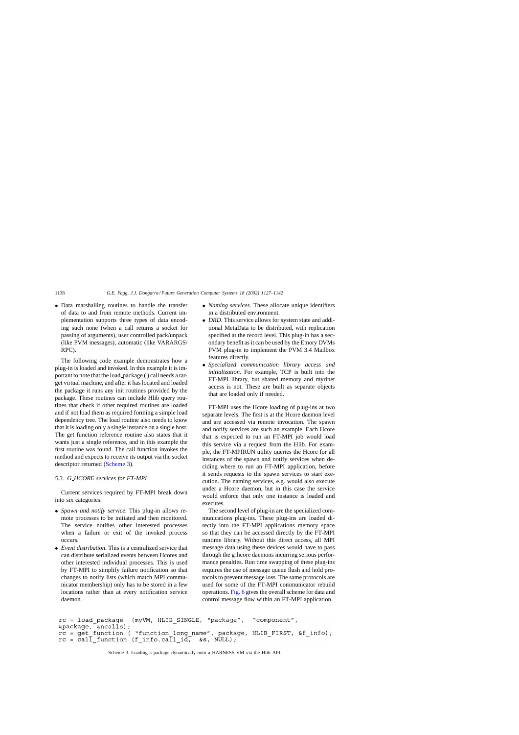- Data marshalling routines to handle the transfer of data to and from remote methods. Current implementation supports three types of data encoding such none (when a call returns a socket for passing of arguments), user controlled pack/unpack (like PVM messages), automatic (like VARARGS/RPC).

The following code example demonstrates how a plug-in is loaded and invoked. In this example it is important to note that the load_package ( ) call needs a target virtual machine, and after it has located and loaded the package it runs any init routines provided by the package. These routines can include Hlib query routines that check if other required routines are loaded and if not load them as required forming a simple load dependency tree. The load routine also needs to know that it is loading only a single instance on a single host. The get function reference routine also states that it wants just a single reference, and in this example the first routine was found. The call function invokes the method and expects to receive its output via the socket descriptor returned (Scheme 3).

### 5.3. G_HCORE services for FT-MPI

Current services required by FT-MPI break down into six categories:

- *Spawn and notify service*. This plug-in allows remote processes to be initiated and then monitored. The service notifies other interested processes when a failure or exit of the invoked process occurs.
- *Event distribution*. This is a centralized service that can distribute serialized events between Hcores and other interested individual processes. This is used by FT-MPI to simplify failure notification so that changes to notify lists (which match MPI communicator membership) only has to be stored in a few locations rather than at every notification service daemon.
- *Naming services*. These allocate unique identifiers in a distributed environment.
- *DRD*. This service allows for system state and additional MetaData to be distributed, with replication specified at the record level. This plug-in has a secondary benefit as it can be used by the Emory DVMs PVM plug-in to implement the PVM 3.4 Mailbox features directly.
- *Specialized communication library access and initialization*. For example, TCP is built into the FT-MPI library, but shared memory and myrinet access is not. These are built as separate objects that are loaded only if needed.

FT-MPI uses the Hcore loading of plug-ins at two separate levels. The first is at the Hcore daemon level and are accessed via remote invocation. The spawn and notify services are such an example. Each Hcore that is expected to run an FT-MPI job would load this service via a request from the Hlib. For example, the FT-MPIRUN utility queries the Hcore for all instances of the spawn and notify services when deciding where to run an FT-MPI application, before it sends requests to the spawn services to start execution. The naming services, e.g. would also execute under a Hcore daemon, but in this case the service would enforce that only one instance is loaded and executes.

The second level of plug-in are the specialized communications plug-ins. These plug-ins are loaded directly into the FT-MPI applications memory space so that they can be accessed directly by the FT-MPI runtime library. Without this direct access, all MPI message data using these devices would have to pass through the g_hcore daemons incurring serious performance penalties. Run time swapping of these plug-ins requires the use of message queue flush and hold protocols to prevent message loss. The same protocols are used for some of the FT-MPI communicator rebuild operations. Fig. 6 gives the overall scheme for data and control message flow within an FT-MPI application.

```
rc = load_package  (myVM, HLIB_SINGLE, "package",  "component",
&package, &ncalls);
rc = get_function ( "function_long_name", package, HLIB_FIRST, &f_info);
rc = call_function (f_info.call_id,  &s, NULL);
```

Scheme 3. Loading a package dynamically onto a HARNESS VM via the Hlib API.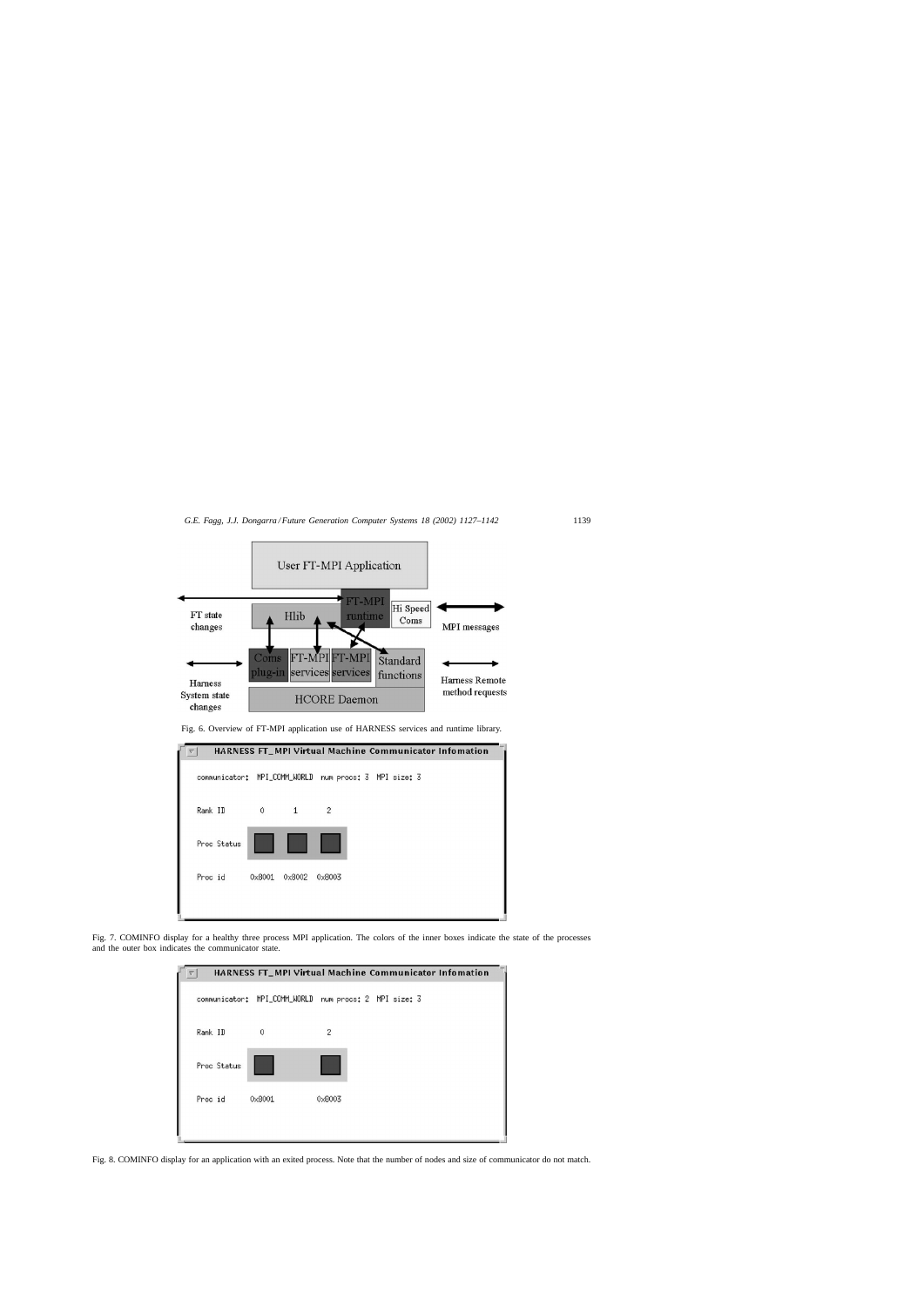Fig. 6. Overview of FT-MPI application use of HARNESS services and runtime library.

Fig. 7. COMINFO display for a healthy three process MPI application. The colors of the inner boxes indicate the state of the processes and the outer box indicates the communicator state.

Fig. 8. COMINFO display for an application with an exited process. Note that the number of nodes and size of communicator do not match.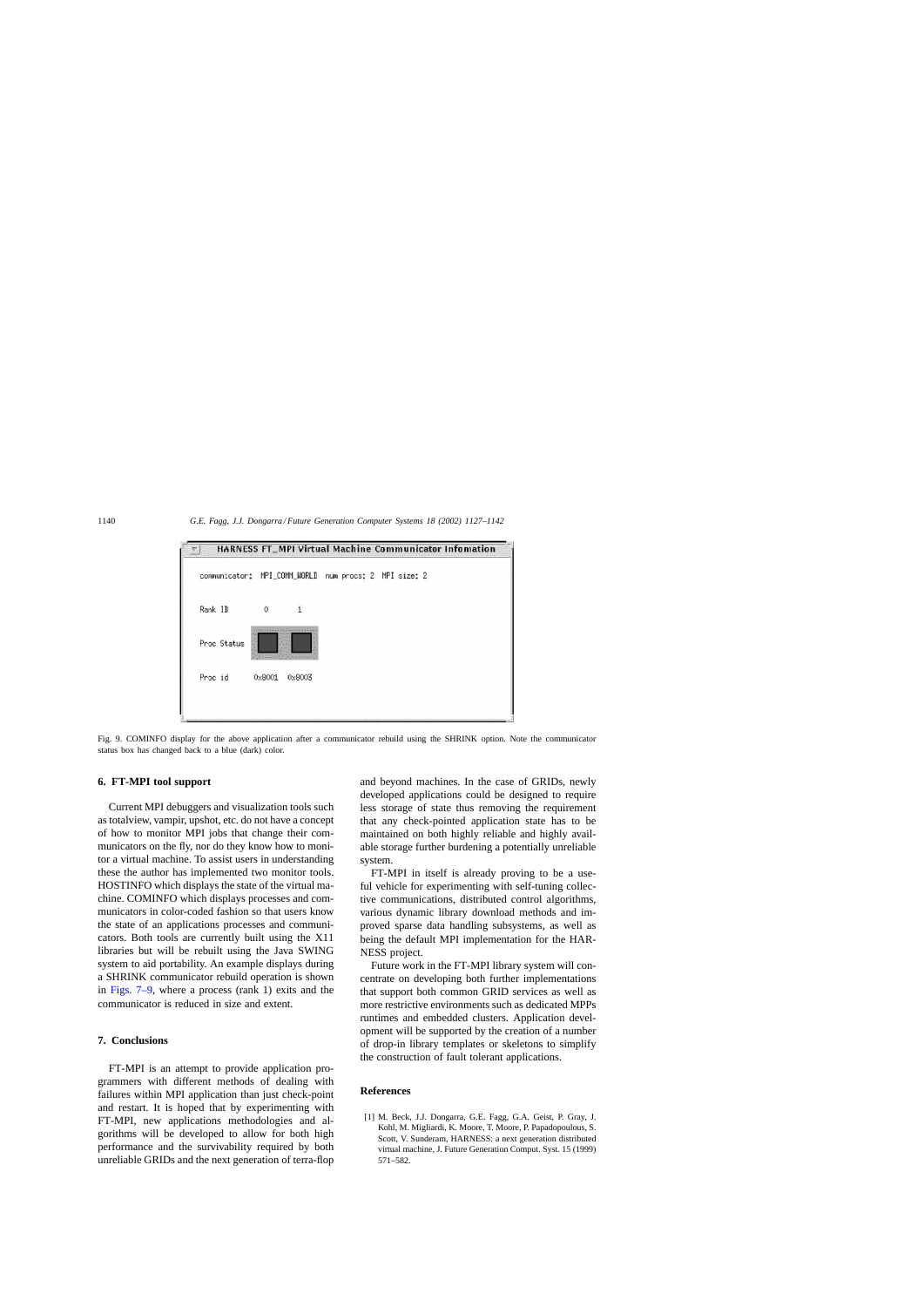Fig. 9. COMINFO display for the above application after a communicator rebuild using the SHRINK option. Note the communicator status box has changed back to a blue (dark) color.

## 6. FT-MPI tool support

Current MPI debuggers and visualization tools such as totalview, vampir, upshot, etc. do not have a concept of how to monitor MPI jobs that change their communicators on the fly, nor do they know how to monitor a virtual machine. To assist users in understanding these the author has implemented two monitor tools. HOSTINFO which displays the state of the virtual machine. COMINFO which displays processes and communicators in color-coded fashion so that users know the state of an applications processes and communicators. Both tools are currently built using the X11 libraries but will be rebuilt using the Java SWING system to aid portability. An example displays during a SHRINK communicator rebuild operation is shown in Figs. 7–9, where a process (rank 1) exits and the communicator is reduced in size and extent.

## 7. Conclusions

FT-MPI is an attempt to provide application programmers with different methods of dealing with failures within MPI application than just check-point and restart. It is hoped that by experimenting with FT-MPI, new applications methodologies and algorithms will be developed to allow for both high performance and the survivability required by both unreliable GRIDs and the next generation of terra-flop and beyond machines. In the case of GRIDs, newly developed applications could be designed to require less storage of state thus removing the requirement that any check-pointed application state has to be maintained on both highly reliable and highly available storage further burdening a potentially unreliable system.

FT-MPI in itself is already proving to be a useful vehicle for experimenting with self-tuning collective communications, distributed control algorithms, various dynamic library download methods and improved sparse data handling subsystems, as well as being the default MPI implementation for the HARNESS project.

Future work in the FT-MPI library system will concentrate on developing both further implementations that support both common GRID services as well as more restrictive environments such as dedicated MPPs runtimes and embedded clusters. Application development will be supported by the creation of a number of drop-in library templates or skeletons to simplify the construction of fault tolerant applications.

## References

[1] M. Beck, J.J. Dongarra, G.E. Fagg, G.A. Geist, P. Gray, J. Kohl, M. Migliardi, K. Moore, T. Moore, P. Papadopoulous, S. Scott, V. Sunderam, HARNESS: a next generation distributed virtual machine, J. Future Generation Comput. Syst. 15 (1999) 571–582.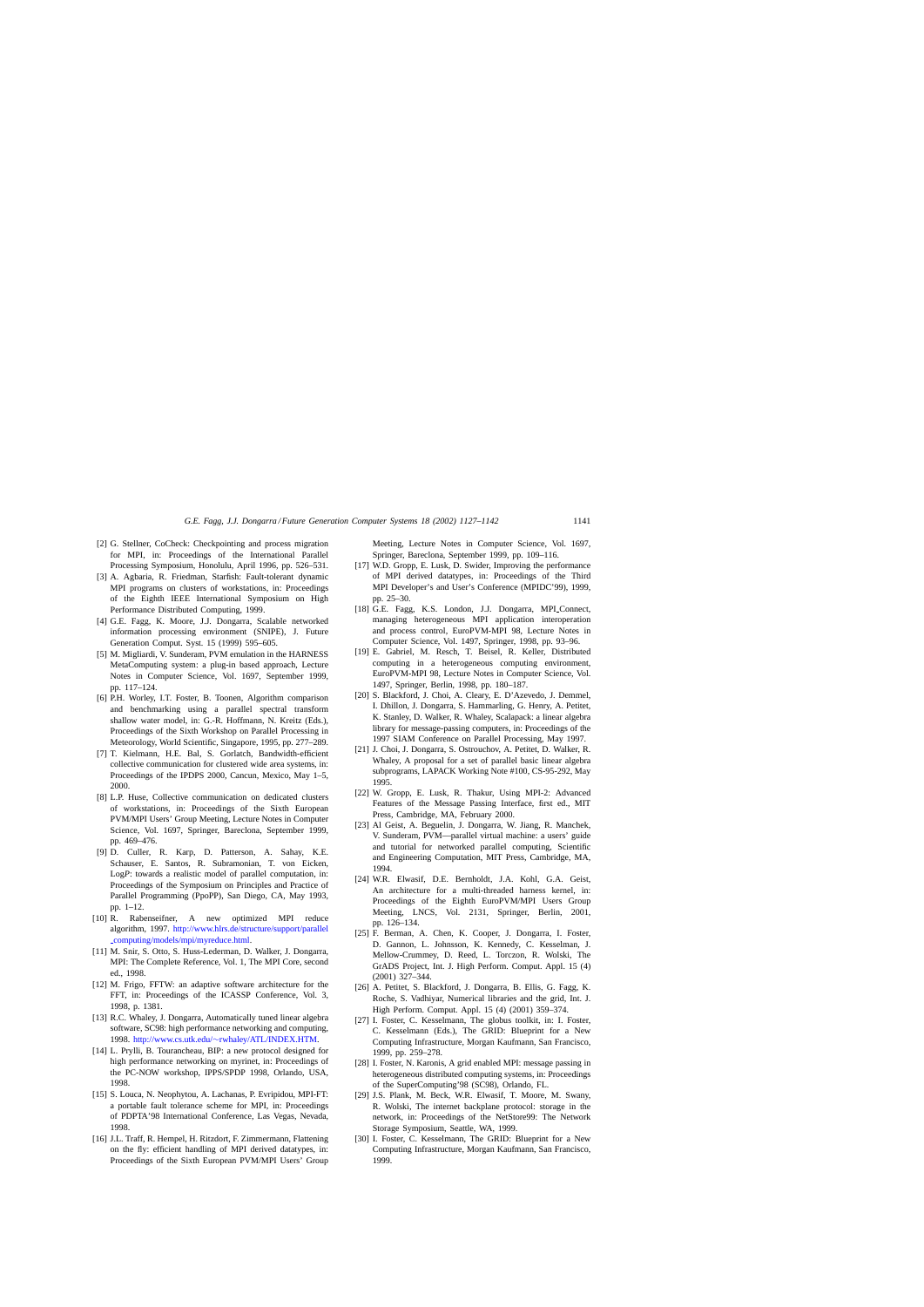[2] G. Stellner, CoCheck: Checkpointing and process migration for MPI, in: Proceedings of the International Parallel Processing Symposium, Honolulu, April 1996, pp. 526–531.

[3] A. Agbaria, R. Friedman, Starfish: Fault-tolerant dynamic MPI programs on clusters of workstations, in: Proceedings of the Eighth IEEE International Symposium on High Performance Distributed Computing, 1999.

[4] G.E. Fagg, K. Moore, J.J. Dongarra, Scalable networked information processing environment (SNIPE), J. Future Generation Comput. Syst. 15 (1999) 595–605.

[5] M. Migliardi, V. Sunderam, PVM emulation in the HARNESS MetaComputing system: a plug-in based approach, Lecture Notes in Computer Science, Vol. 1697, September 1999, pp. 117–124.

[6] P.H. Worley, I.T. Foster, B. Toonen, Algorithm comparison and benchmarking using a parallel spectral transform shallow water model, in: G.-R. Hoffmann, N. Kreitz (Eds.), Proceedings of the Sixth Workshop on Parallel Processing in Meteorology, World Scientific, Singapore, 1995, pp. 277–289.

[7] T. Kielmann, H.E. Bal, S. Gorlatch, Bandwidth-efficient collective communication for clustered wide area systems, in: Proceedings of the IPDPS 2000, Cancun, Mexico, May 1–5, 2000.

[8] L.P. Huse, Collective communication on dedicated clusters of workstations, in: Proceedings of the Sixth European PVM/MPI Users' Group Meeting, Lecture Notes in Computer Science, Vol. 1697, Springer, Bareclona, September 1999, pp. 469–476.

[9] D. Culler, R. Karp, D. Patterson, A. Sahay, K.E. Schauser, E. Santos, R. Subramonian, T. von Eicken, Log*P*: towards a realistic model of parallel computation, in: Proceedings of the Symposium on Principles and Practice of Parallel Programming (PpoPP), San Diego, CA, May 1993, pp. 1–12.

[10] R. Rabenseifner, A new optimized MPI reduce algorithm, 1997. http://www.hlrs.de/structure/support/parallel_computing/models/mpi/myreduce.html.

[11] M. Snir, S. Otto, S. Huss-Lederman, D. Walker, J. Dongarra, MPI: The Complete Reference, Vol. 1, The MPI Core, second ed., 1998.

[12] M. Frigo, FFTW: an adaptive software architecture for the FFT, in: Proceedings of the ICASSP Conference, Vol. 3, 1998, p. 1381.

[13] R.C. Whaley, J. Dongarra, Automatically tuned linear algebra software, SC98: high performance networking and computing, 1998. http://www.cs.utk.edu/~rwhaley/ATL/INDEX.HTM.

[14] L. Prylli, B. Tourancheau, BIP: a new protocol designed for high performance networking on myrinet, in: Proceedings of the PC-NOW workshop, IPPS/SPDP 1998, Orlando, USA, 1998.

[15] S. Louca, N. Neophytou, A. Lachanas, P. Evripidou, MPI-FT: a portable fault tolerance scheme for MPI, in: Proceedings of PDPTA'98 International Conference, Las Vegas, Nevada, 1998.

[16] J.L. Traff, R. Hempel, H. Ritzdort, F. Zimmermann, Flattening on the fly: efficient handling of MPI derived datatypes, in: Proceedings of the Sixth European PVM/MPI Users' Group Meeting, Lecture Notes in Computer Science, Vol. 1697, Springer, Bareclona, September 1999, pp. 109–116.

[17] W.D. Gropp, E. Lusk, D. Swider, Improving the performance of MPI derived datatypes, in: Proceedings of the Third MPI Developer's and User's Conference (MPIDC'99), 1999, pp. 25–30.

[18] G.E. Fagg, K.S. London, J.J. Dongarra, MPI_Connect, managing heterogeneous MPI application interoperation and process control, EuroPVM-MPI 98, Lecture Notes in Computer Science, Vol. 1497, Springer, 1998, pp. 93–96.

[19] E. Gabriel, M. Resch, T. Beisel, R. Keller, Distributed computing in a heterogeneous computing environment, EuroPVM-MPI 98, Lecture Notes in Computer Science, Vol. 1497, Springer, Berlin, 1998, pp. 180–187.

[20] S. Blackford, J. Choi, A. Cleary, E. D'Azevedo, J. Demmel, I. Dhillon, J. Dongarra, S. Hammarling, G. Henry, A. Petitet, K. Stanley, D. Walker, R. Whaley, Scalapack: a linear algebra library for message-passing computers, in: Proceedings of the 1997 SIAM Conference on Parallel Processing, May 1997.

[21] J. Choi, J. Dongarra, S. Ostrouchov, A. Petitet, D. Walker, R. Whaley, A proposal for a set of parallel basic linear algebra subprograms, LAPACK Working Note #100, CS-95-292, May 1995.

[22] W. Gropp, E. Lusk, R. Thakur, Using MPI-2: Advanced Features of the Message Passing Interface, first ed., MIT Press, Cambridge, MA, February 2000.

[23] Al Geist, A. Beguelin, J. Dongarra, W. Jiang, R. Manchek, V. Sunderam, PVM—parallel virtual machine: a users' guide and tutorial for networked parallel computing, Scientific and Engineering Computation, MIT Press, Cambridge, MA, 1994.

[24] W.R. Elwasif, D.E. Bernholdt, J.A. Kohl, G.A. Geist, An architecture for a multi-threaded harness kernel, in: Proceedings of the Eighth EuroPVM/MPI Users Group Meeting, LNCS, Vol. 2131, Springer, Berlin, 2001, pp. 126–134.

[25] F. Berman, A. Chen, K. Cooper, J. Dongarra, I. Foster, D. Gannon, L. Johnsson, K. Kennedy, C. Kesselman, J. Mellow-Crummey, D. Reed, L. Torczon, R. Wolski, The GrADS Project, Int. J. High Perform. Comput. Appl. 15 (4) (2001) 327–344.

[26] A. Petitet, S. Blackford, J. Dongarra, B. Ellis, G. Fagg, K. Roche, S. Vadhiyar, Numerical libraries and the grid, Int. J. High Perform. Comput. Appl. 15 (4) (2001) 359–374.

[27] I. Foster, C. Kesselmann, The globus toolkit, in: I. Foster, C. Kesselmann (Eds.), The GRID: Blueprint for a New Computing Infrastructure, Morgan Kaufmann, San Francisco, 1999, pp. 259–278.

[28] I. Foster, N. Karonis, A grid enabled MPI: message passing in heterogeneous distributed computing systems, in: Proceedings of the SuperComputing'98 (SC98), Orlando, FL.

[29] J.S. Plank, M. Beck, W.R. Elwasif, T. Moore, M. Swany, R. Wolski, The internet backplane protocol: storage in the network, in: Proceedings of the NetStore99: The Network Storage Symposium, Seattle, WA, 1999.

[30] I. Foster, C. Kesselmann, The GRID: Blueprint for a New Computing Infrastructure, Morgan Kaufmann, San Francisco, 1999.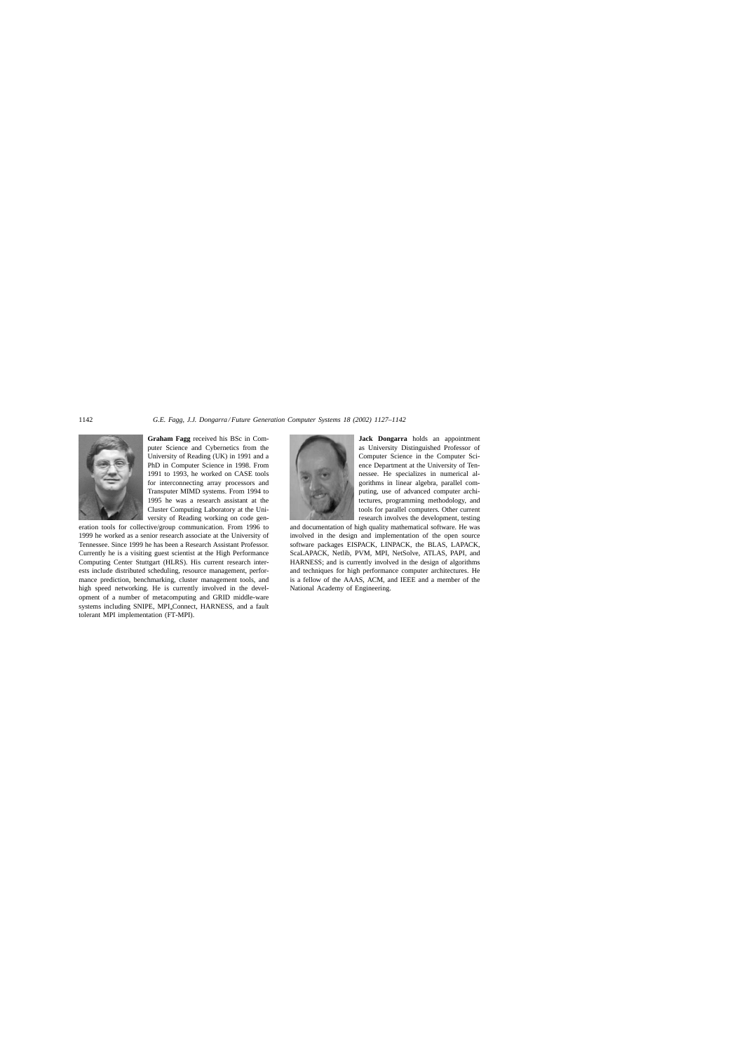**Graham Fagg** received his BSc in Computer Science and Cybernetics from the University of Reading (UK) in 1991 and a PhD in Computer Science in 1998. From 1991 to 1993, he worked on CASE tools for interconnecting array processors and Transputer MIMD systems. From 1994 to 1995 he was a research assistant at the Cluster Computing Laboratory at the University of Reading working on code generation tools for collective/group communication. From 1996 to 1999 he worked as a senior research associate at the University of Tennessee. Since 1999 he has been a Research Assistant Professor. Currently he is a visiting guest scientist at the High Performance Computing Center Stuttgart (HLRS). His current research interests include distributed scheduling, resource management, performance prediction, benchmarking, cluster management tools, and high speed networking. He is currently involved in the development of a number of metacomputing and GRID middle-ware systems including SNIPE, MPI_Connect, HARNESS, and a fault tolerant MPI implementation (FT-MPI).

**Jack Dongarra** holds an appointment as University Distinguished Professor of Computer Science in the Computer Science Department at the University of Tennessee. He specializes in numerical algorithms in linear algebra, parallel computing, use of advanced computer architectures, programming methodology, and tools for parallel computers. Other current research involves the development, testing and documentation of high quality mathematical software. He was involved in the design and implementation of the open source software packages EISPACK, LINPACK, the BLAS, LAPACK, ScaLAPACK, Netlib, PVM, MPI, NetSolve, ATLAS, PAPI, and HARNESS; and is currently involved in the design of algorithms and techniques for high performance computer architectures. He is a fellow of the AAAS, ACM, and IEEE and a member of the National Academy of Engineering.